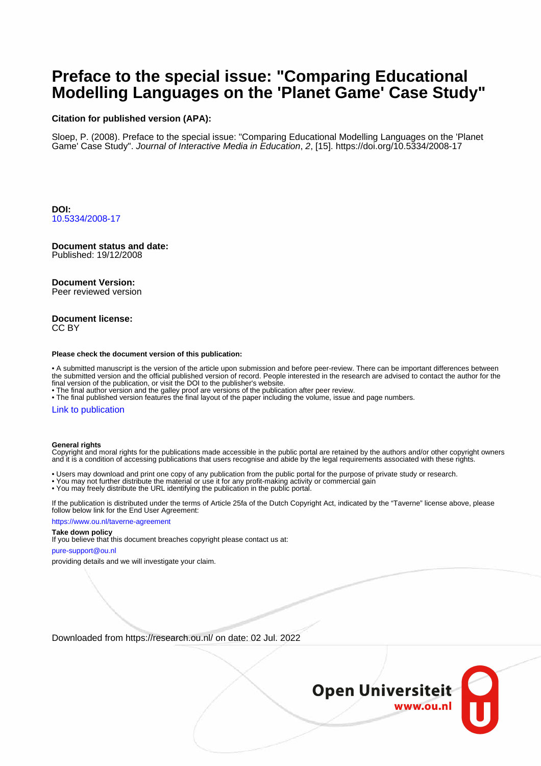# Preface to the special issue: "Comparing Educational Modelling Languages on the 'Planet Game' Case Study"

**Citation for published version (APA):**

Sloep, P. (2008). Preface to the special issue: "Comparing Educational Modelling Languages on the 'Planet Game' Case Study". *Journal of Interactive Media in Education*, *2*, [15]. https://doi.org/10.5334/2008-17

**DOI:**
10.5334/2008-17

**Document status and date:**
Published: 19/12/2008

**Document Version:**
Peer reviewed version

**Document license:**
CC BY

**Please check the document version of this publication:**

• A submitted manuscript is the version of the article upon submission and before peer-review. There can be important differences between the submitted version and the official published version of record. People interested in the research are advised to contact the author for the final version of the publication, or visit the DOI to the publisher's website.
• The final author version and the galley proof are versions of the publication after peer review.
• The final published version features the final layout of the paper including the volume, issue and page numbers.

Link to publication

**General rights**
Copyright and moral rights for the publications made accessible in the public portal are retained by the authors and/or other copyright owners and it is a condition of accessing publications that users recognise and abide by the legal requirements associated with these rights.

• Users may download and print one copy of any publication from the public portal for the purpose of private study or research.
• You may not further distribute the material or use it for any profit-making activity or commercial gain
• You may freely distribute the URL identifying the publication in the public portal.

If the publication is distributed under the terms of Article 25fa of the Dutch Copyright Act, indicated by the "Taverne" license above, please follow below link for the End User Agreement:

https://www.ou.nl/taverne-agreement

**Take down policy**
If you believe that this document breaches copyright please contact us at:

pure-support@ou.nl

providing details and we will investigate your claim.

Downloaded from https://research.ou.nl/ on date: 02 Jul. 2022

Open Universiteit
www.ou.nl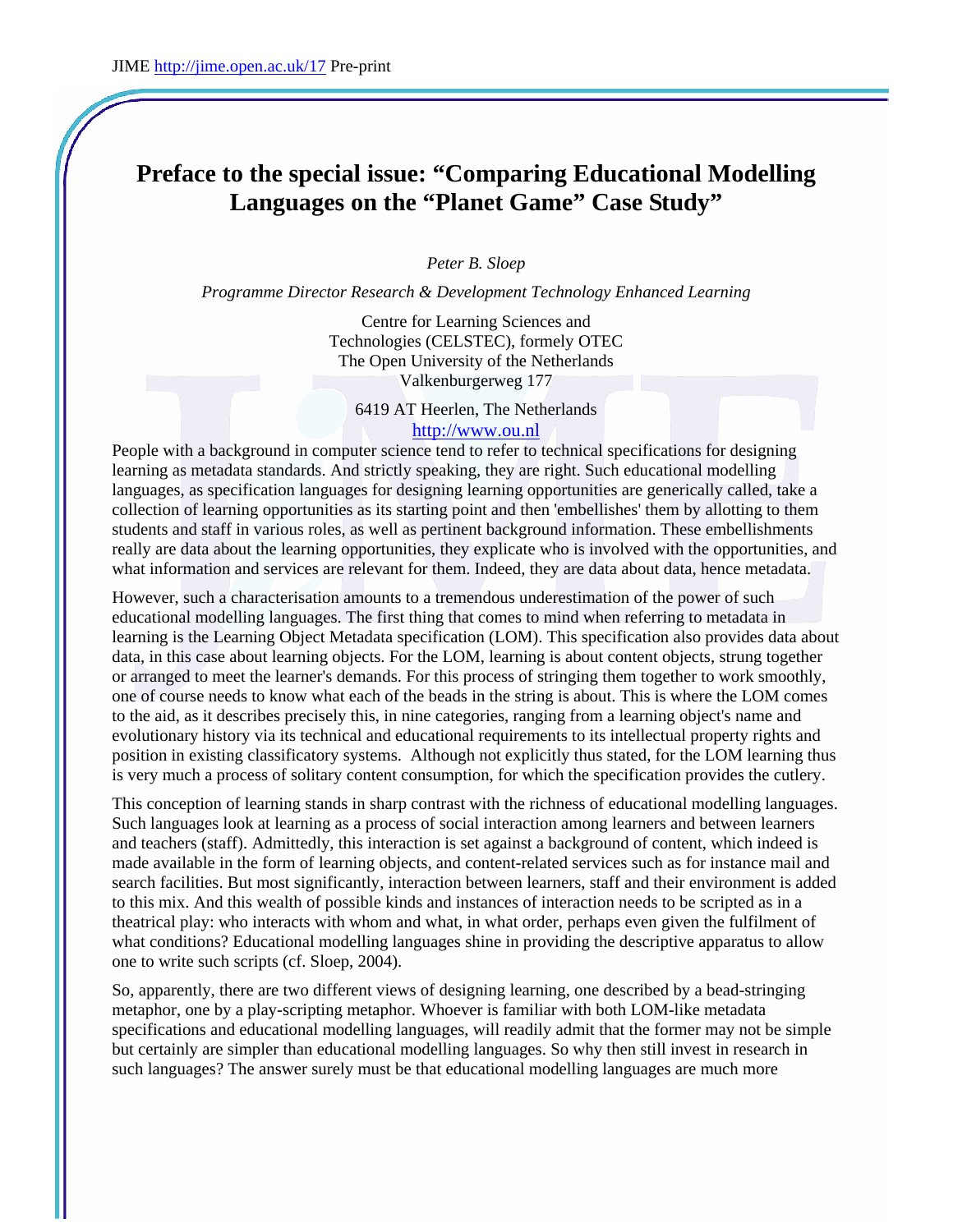# Preface to the special issue: "Comparing Educational Modelling Languages on the "Planet Game" Case Study"

*Peter B. Sloep*

*Programme Director Research & Development Technology Enhanced Learning*

Centre for Learning Sciences and Technologies (CELSTEC), formely OTEC
The Open University of the Netherlands
Valkenburgerweg 177

6419 AT Heerlen, The Netherlands
http://www.ou.nl

People with a background in computer science tend to refer to technical specifications for designing learning as metadata standards. And strictly speaking, they are right. Such educational modelling languages, as specification languages for designing learning opportunities are generically called, take a collection of learning opportunities as its starting point and then 'embellishes' them by allotting to them students and staff in various roles, as well as pertinent background information. These embellishments really are data about the learning opportunities, they explicate who is involved with the opportunities, and what information and services are relevant for them. Indeed, they are data about data, hence metadata.

However, such a characterisation amounts to a tremendous underestimation of the power of such educational modelling languages. The first thing that comes to mind when referring to metadata in learning is the Learning Object Metadata specification (LOM). This specification also provides data about data, in this case about learning objects. For the LOM, learning is about content objects, strung together or arranged to meet the learner's demands. For this process of stringing them together to work smoothly, one of course needs to know what each of the beads in the string is about. This is where the LOM comes to the aid, as it describes precisely this, in nine categories, ranging from a learning object's name and evolutionary history via its technical and educational requirements to its intellectual property rights and position in existing classificatory systems. Although not explicitly thus stated, for the LOM learning thus is very much a process of solitary content consumption, for which the specification provides the cutlery.

This conception of learning stands in sharp contrast with the richness of educational modelling languages. Such languages look at learning as a process of social interaction among learners and between learners and teachers (staff). Admittedly, this interaction is set against a background of content, which indeed is made available in the form of learning objects, and content-related services such as for instance mail and search facilities. But most significantly, interaction between learners, staff and their environment is added to this mix. And this wealth of possible kinds and instances of interaction needs to be scripted as in a theatrical play: who interacts with whom and what, in what order, perhaps even given the fulfilment of what conditions? Educational modelling languages shine in providing the descriptive apparatus to allow one to write such scripts (cf. Sloep, 2004).

So, apparently, there are two different views of designing learning, one described by a bead-stringing metaphor, one by a play-scripting metaphor. Whoever is familiar with both LOM-like metadata specifications and educational modelling languages, will readily admit that the former may not be simple but certainly are simpler than educational modelling languages. So why then still invest in research in such languages? The answer surely must be that educational modelling languages are much more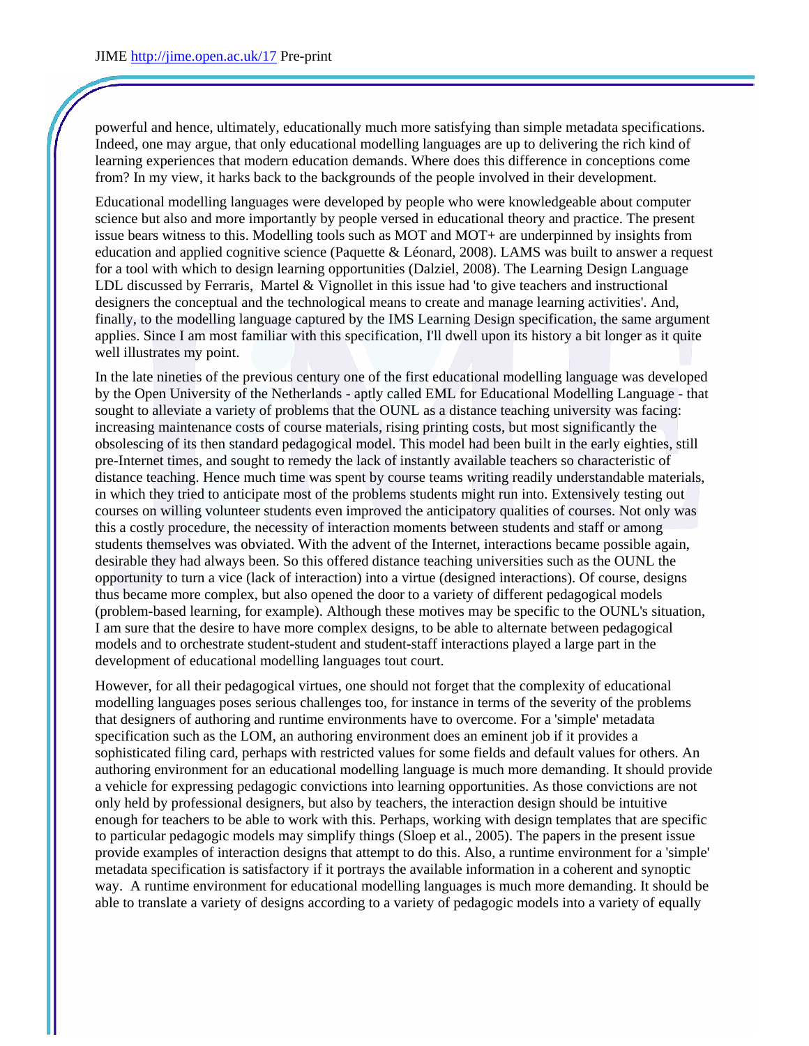powerful and hence, ultimately, educationally much more satisfying than simple metadata specifications. Indeed, one may argue, that only educational modelling languages are up to delivering the rich kind of learning experiences that modern education demands. Where does this difference in conceptions come from? In my view, it harks back to the backgrounds of the people involved in their development.

Educational modelling languages were developed by people who were knowledgeable about computer science but also and more importantly by people versed in educational theory and practice. The present issue bears witness to this. Modelling tools such as MOT and MOT+ are underpinned by insights from education and applied cognitive science (Paquette & Léonard, 2008). LAMS was built to answer a request for a tool with which to design learning opportunities (Dalziel, 2008). The Learning Design Language LDL discussed by Ferraris, Martel & Vignollet in this issue had 'to give teachers and instructional designers the conceptual and the technological means to create and manage learning activities'. And, finally, to the modelling language captured by the IMS Learning Design specification, the same argument applies. Since I am most familiar with this specification, I'll dwell upon its history a bit longer as it quite well illustrates my point.

In the late nineties of the previous century one of the first educational modelling language was developed by the Open University of the Netherlands - aptly called EML for Educational Modelling Language - that sought to alleviate a variety of problems that the OUNL as a distance teaching university was facing: increasing maintenance costs of course materials, rising printing costs, but most significantly the obsolescing of its then standard pedagogical model. This model had been built in the early eighties, still pre-Internet times, and sought to remedy the lack of instantly available teachers so characteristic of distance teaching. Hence much time was spent by course teams writing readily understandable materials, in which they tried to anticipate most of the problems students might run into. Extensively testing out courses on willing volunteer students even improved the anticipatory qualities of courses. Not only was this a costly procedure, the necessity of interaction moments between students and staff or among students themselves was obviated. With the advent of the Internet, interactions became possible again, desirable they had always been. So this offered distance teaching universities such as the OUNL the opportunity to turn a vice (lack of interaction) into a virtue (designed interactions). Of course, designs thus became more complex, but also opened the door to a variety of different pedagogical models (problem-based learning, for example). Although these motives may be specific to the OUNL's situation, I am sure that the desire to have more complex designs, to be able to alternate between pedagogical models and to orchestrate student-student and student-staff interactions played a large part in the development of educational modelling languages tout court.

However, for all their pedagogical virtues, one should not forget that the complexity of educational modelling languages poses serious challenges too, for instance in terms of the severity of the problems that designers of authoring and runtime environments have to overcome. For a 'simple' metadata specification such as the LOM, an authoring environment does an eminent job if it provides a sophisticated filing card, perhaps with restricted values for some fields and default values for others. An authoring environment for an educational modelling language is much more demanding. It should provide a vehicle for expressing pedagogic convictions into learning opportunities. As those convictions are not only held by professional designers, but also by teachers, the interaction design should be intuitive enough for teachers to be able to work with this. Perhaps, working with design templates that are specific to particular pedagogic models may simplify things (Sloep et al., 2005). The papers in the present issue provide examples of interaction designs that attempt to do this. Also, a runtime environment for a 'simple' metadata specification is satisfactory if it portrays the available information in a coherent and synoptic way. A runtime environment for educational modelling languages is much more demanding. It should be able to translate a variety of designs according to a variety of pedagogic models into a variety of equally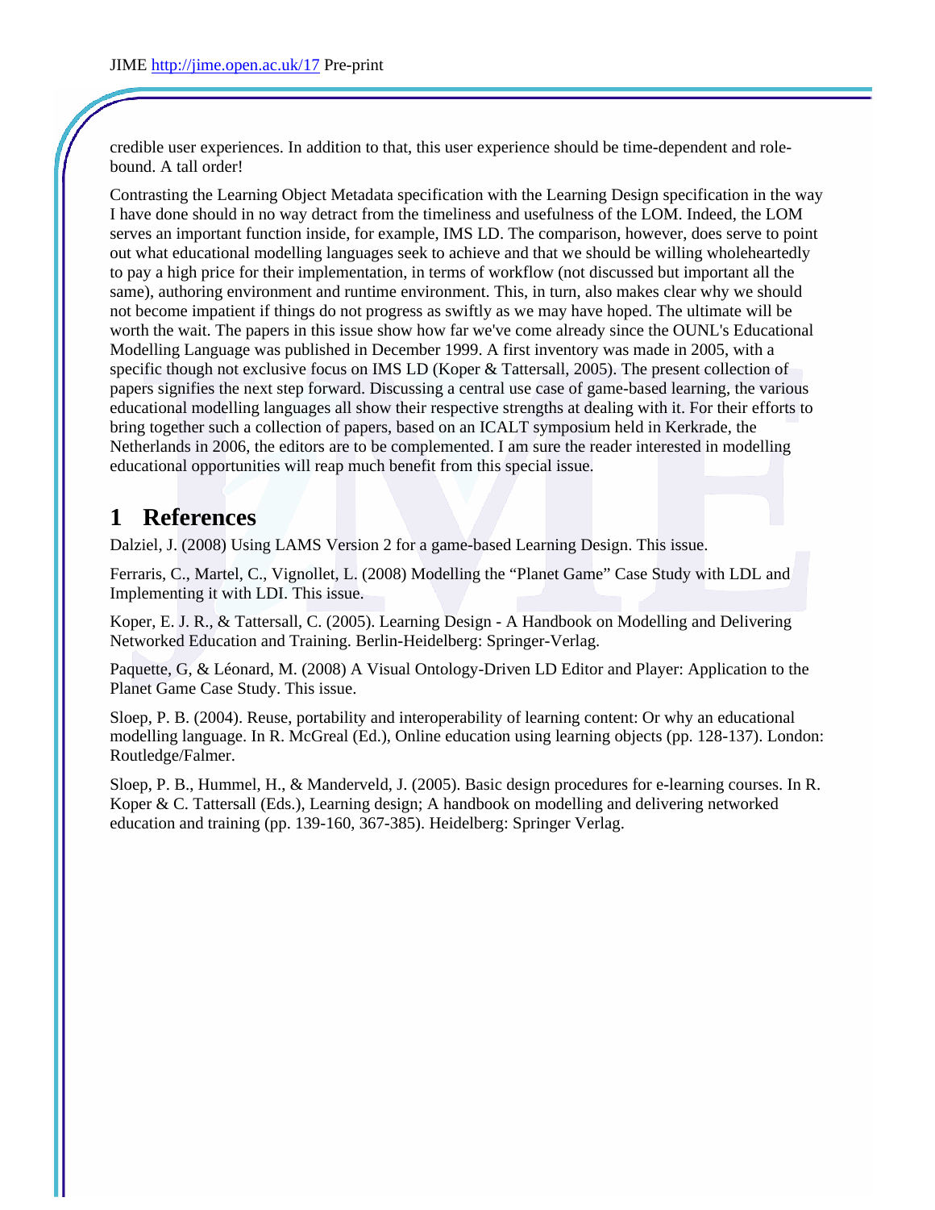credible user experiences. In addition to that, this user experience should be time-dependent and role-bound. A tall order!

Contrasting the Learning Object Metadata specification with the Learning Design specification in the way I have done should in no way detract from the timeliness and usefulness of the LOM. Indeed, the LOM serves an important function inside, for example, IMS LD. The comparison, however, does serve to point out what educational modelling languages seek to achieve and that we should be willing wholeheartedly to pay a high price for their implementation, in terms of workflow (not discussed but important all the same), authoring environment and runtime environment. This, in turn, also makes clear why we should not become impatient if things do not progress as swiftly as we may have hoped. The ultimate will be worth the wait. The papers in this issue show how far we've come already since the OUNL's Educational Modelling Language was published in December 1999. A first inventory was made in 2005, with a specific though not exclusive focus on IMS LD (Koper & Tattersall, 2005). The present collection of papers signifies the next step forward. Discussing a central use case of game-based learning, the various educational modelling languages all show their respective strengths at dealing with it. For their efforts to bring together such a collection of papers, based on an ICALT symposium held in Kerkrade, the Netherlands in 2006, the editors are to be complemented. I am sure the reader interested in modelling educational opportunities will reap much benefit from this special issue.

# 1 References

Dalziel, J. (2008) Using LAMS Version 2 for a game-based Learning Design. This issue.

Ferraris, C., Martel, C., Vignollet, L. (2008) Modelling the "Planet Game" Case Study with LDL and Implementing it with LDI. This issue.

Koper, E. J. R., & Tattersall, C. (2005). Learning Design - A Handbook on Modelling and Delivering Networked Education and Training. Berlin-Heidelberg: Springer-Verlag.

Paquette, G, & Léonard, M. (2008) A Visual Ontology-Driven LD Editor and Player: Application to the Planet Game Case Study. This issue.

Sloep, P. B. (2004). Reuse, portability and interoperability of learning content: Or why an educational modelling language. In R. McGreal (Ed.), Online education using learning objects (pp. 128-137). London: Routledge/Falmer.

Sloep, P. B., Hummel, H., & Manderveld, J. (2005). Basic design procedures for e-learning courses. In R. Koper & C. Tattersall (Eds.), Learning design; A handbook on modelling and delivering networked education and training (pp. 139-160, 367-385). Heidelberg: Springer Verlag.